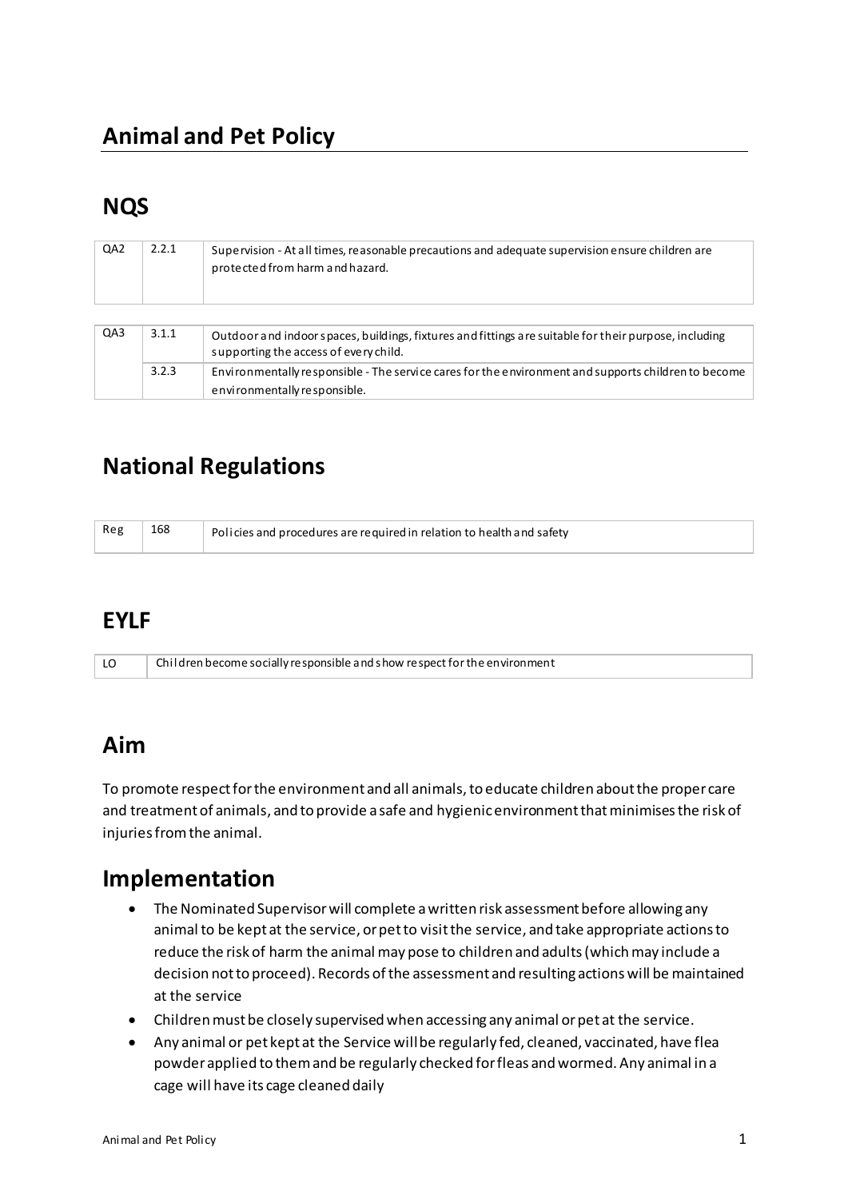# Animal and Pet Policy

## NQS

| QA2 | 2.2.1 | Supervision - At all times, reasonable precautions and adequate supervision ensure children are protected from harm and hazard. |
|---|---|---|

| QA3 | 3.1.1 | Outdoor and indoor spaces, buildings, fixtures and fittings are suitable for their purpose, including supporting the access of every child. |
|---|---|---|
| | 3.2.3 | Environmentally responsible - The service cares for the environment and supports children to become environmentally responsible. |

## National Regulations

| Reg | 168 | Policies and procedures are required in relation to health and safety |
|---|---|---|

## EYLF

| LO | Children become socially responsible and show respect for the environment |
|---|---|

## Aim

To promote respect for the environment and all animals, to educate children about the proper care and treatment of animals, and to provide a safe and hygienic environment that minimises the risk of injuries from the animal.

## Implementation

- The Nominated Supervisor will complete a written risk assessment before allowing any animal to be kept at the service, or pet to visit the service, and take appropriate actions to reduce the risk of harm the animal may pose to children and adults (which may include a decision not to proceed). Records of the assessment and resulting actions will be maintained at the service
- Children must be closely supervised when accessing any animal or pet at the service.
- Any animal or pet kept at the Service will be regularly fed, cleaned, vaccinated, have flea powder applied to them and be regularly checked for fleas and wormed. Any animal in a cage will have its cage cleaned daily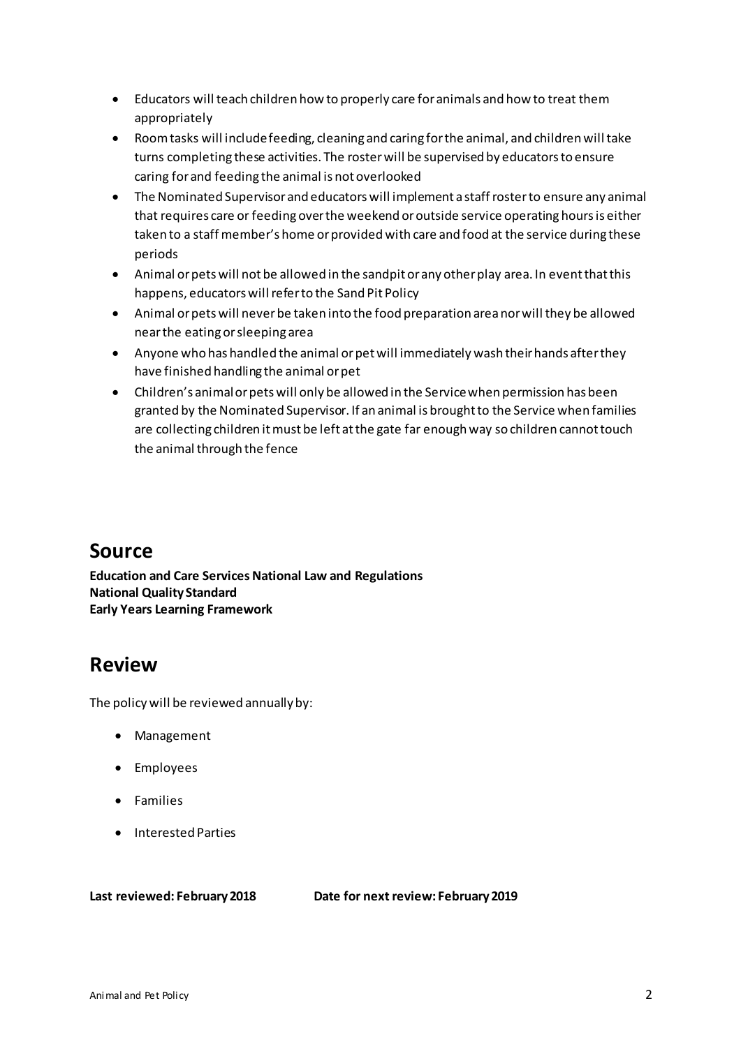- Educators will teach children how to properly care for animals and how to treat them appropriately
- Room tasks will include feeding, cleaning and caring for the animal, and children will take turns completing these activities. The roster will be supervised by educators to ensure caring for and feeding the animal is not overlooked
- The Nominated Supervisor and educators will implement a staff roster to ensure any animal that requires care or feeding over the weekend or outside service operating hours is either taken to a staff member's home or provided with care and food at the service during these periods
- Animal or pets will not be allowed in the sandpit or any other play area. In event that this happens, educators will refer to the Sand Pit Policy
- Animal or pets will never be taken into the food preparation area nor will they be allowed near the eating or sleeping area
- Anyone who has handled the animal or pet will immediately wash their hands after they have finished handling the animal or pet
- Children's animal or pets will only be allowed in the Service when permission has been granted by the Nominated Supervisor. If an animal is brought to the Service when families are collecting children it must be left at the gate far enough way so children cannot touch the animal through the fence

## Source

**Education and Care Services National Law and Regulations**
**National Quality Standard**
**Early Years Learning Framework**

## Review

The policy will be reviewed annually by:

- Management
- Employees
- Families
- Interested Parties

**Last reviewed: February 2018** **Date for next review: February 2019**